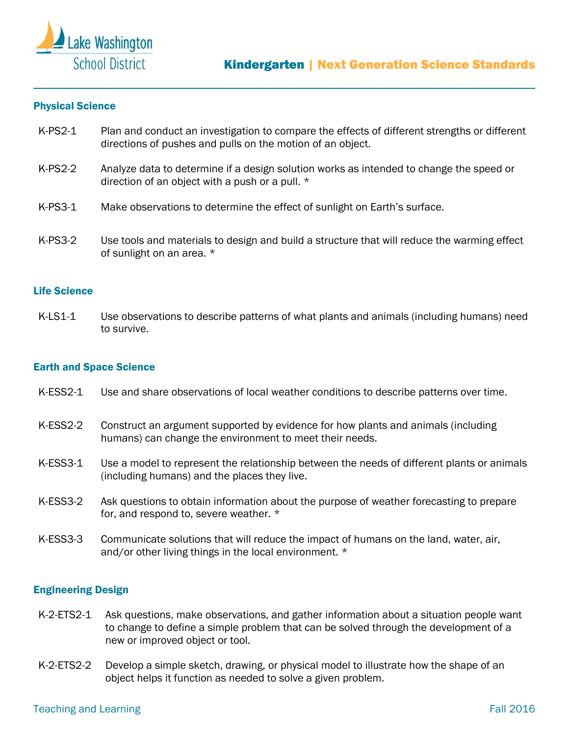Lake Washington School District

# Kindergarten | Next Generation Science Standards

## Physical Science

| | |
|---|---|
| K-PS2-1 | Plan and conduct an investigation to compare the effects of different strengths or different directions of pushes and pulls on the motion of an object. |
| K-PS2-2 | Analyze data to determine if a design solution works as intended to change the speed or direction of an object with a push or a pull. * |
| K-PS3-1 | Make observations to determine the effect of sunlight on Earth's surface. |
| K-PS3-2 | Use tools and materials to design and build a structure that will reduce the warming effect of sunlight on an area. * |

## Life Science

| | |
|---|---|
| K-LS1-1 | Use observations to describe patterns of what plants and animals (including humans) need to survive. |

## Earth and Space Science

| | |
|---|---|
| K-ESS2-1 | Use and share observations of local weather conditions to describe patterns over time. |
| K-ESS2-2 | Construct an argument supported by evidence for how plants and animals (including humans) can change the environment to meet their needs. |
| K-ESS3-1 | Use a model to represent the relationship between the needs of different plants or animals (including humans) and the places they live. |
| K-ESS3-2 | Ask questions to obtain information about the purpose of weather forecasting to prepare for, and respond to, severe weather. * |
| K-ESS3-3 | Communicate solutions that will reduce the impact of humans on the land, water, air, and/or other living things in the local environment. * |

## Engineering Design

| | |
|---|---|
| K-2-ETS2-1 | Ask questions, make observations, and gather information about a situation people want to change to define a simple problem that can be solved through the development of a new or improved object or tool. |
| K-2-ETS2-2 | Develop a simple sketch, drawing, or physical model to illustrate how the shape of an object helps it function as needed to solve a given problem. |

Teaching and Learning — Fall 2016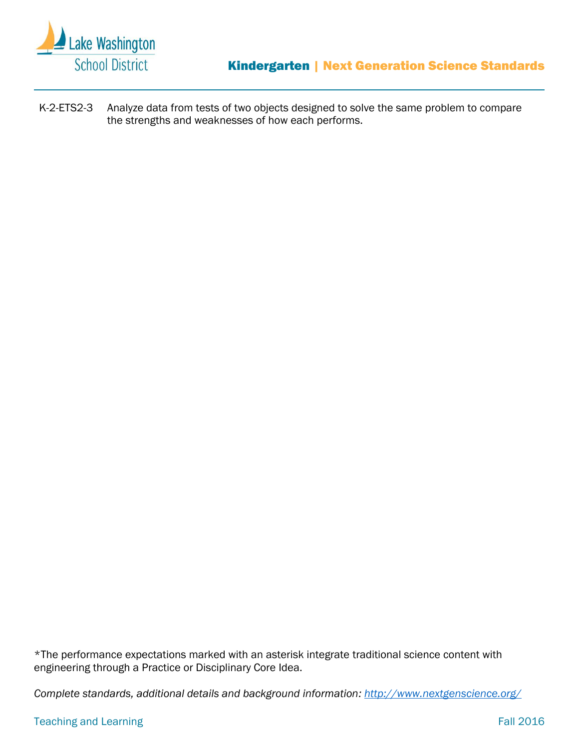| | |
|---|---|
| K-2-ETS2-3 | Analyze data from tests of two objects designed to solve the same problem to compare the strengths and weaknesses of how each performs. |

*The performance expectations marked with an asterisk integrate traditional science content with engineering through a Practice or Disciplinary Core Idea.

*Complete standards, additional details and background information: [http://www.nextgenscience.org/](http://www.nextgenscience.org/)*